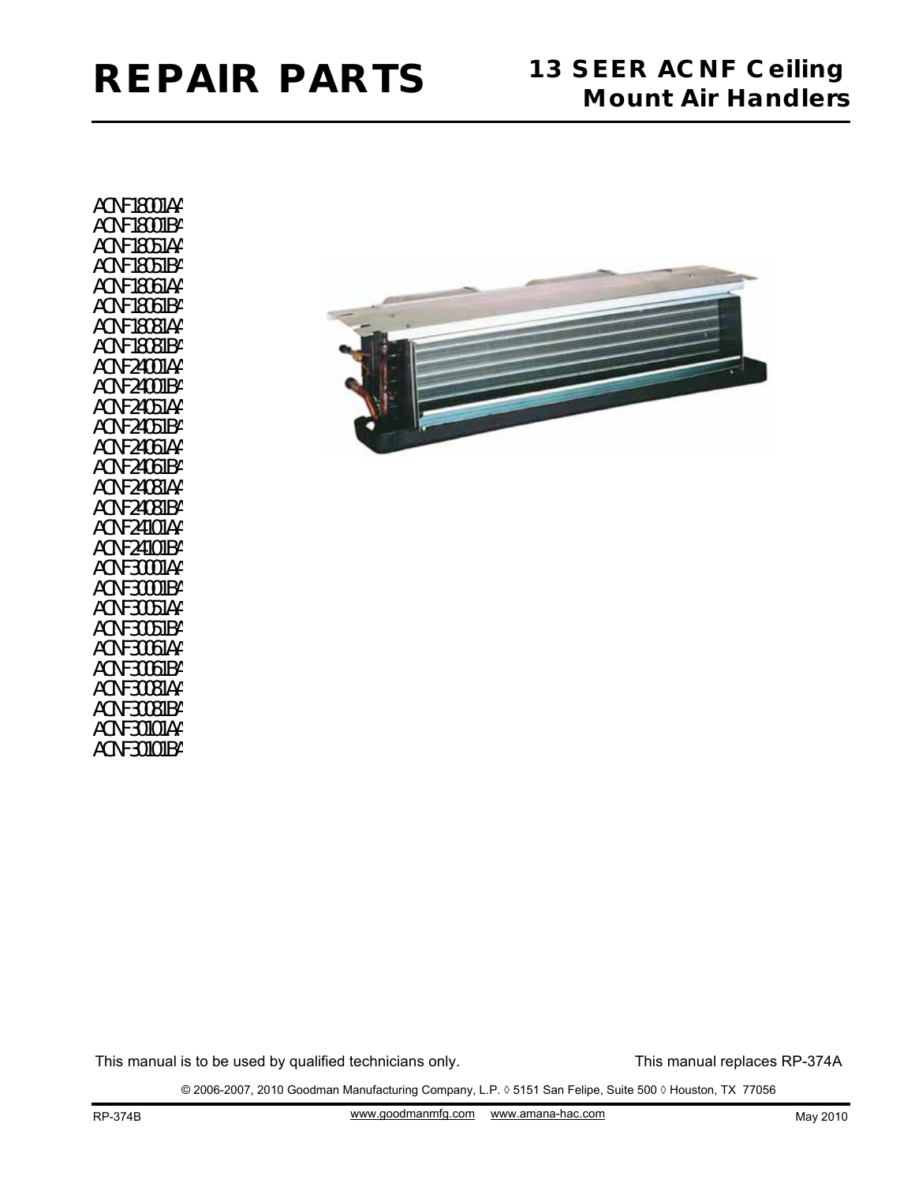# REPAIR PARTS

## 13 SEER ACNF Ceiling Mount Air Handlers

ACNF18001AA
ACNF18001BA
ACNF18051AA
ACNF18051BA
ACNF18061AA
ACNF18061BA
ACNF18081AA
ACNF18081BA
ACNF24001AA
ACNF24001BA
ACNF24051AA
ACNF24051BA
ACNF24061AA
ACNF24061BA
ACNF24081AA
ACNF24081BA
ACNF24101AA
ACNF24101BA
ACNF30001AA
ACNF30001BA
ACNF30051AA
ACNF30051BA
ACNF30061AA
ACNF30061BA
ACNF30081AA
ACNF30081BA
ACNF30101AA
ACNF30101BA

This manual is to be used by qualified technicians only.

This manual replaces RP-374A

© 2006-2007, 2010 Goodman Manufacturing Company, L.P. ◊ 5151 San Felipe, Suite 500 ◊ Houston, TX 77056

RP-374B

www.goodmanmfg.com www.amana-hac.com

May 2010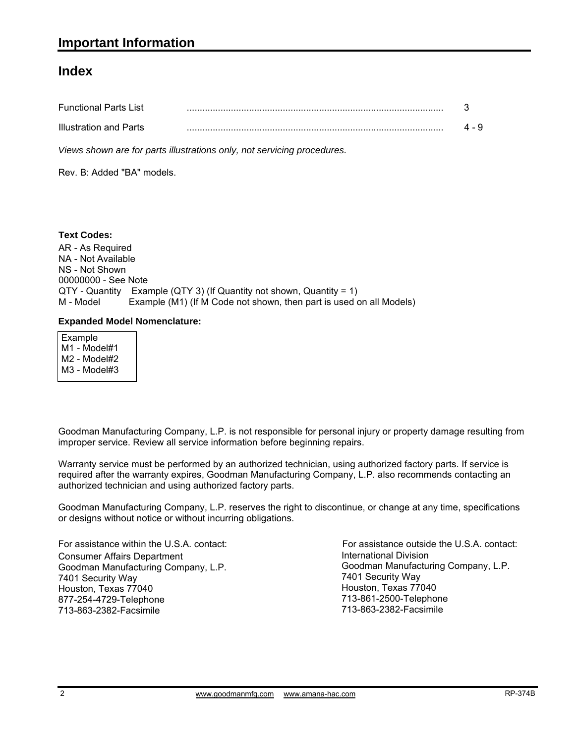# Important Information

## Index

| | | |
|---|---|---|
| Functional Parts List | .................................................................................................. | 3 |
| Illustration and Parts | .................................................................................................. | 4 - 9 |

*Views shown are for parts illustrations only, not servicing procedures.*

Rev. B: Added "BA" models.

**Text Codes:**

AR - As Required
NA - Not Available
NS - Not Shown
00000000 - See Note
QTY - Quantity    Example (QTY 3) (If Quantity not shown, Quantity = 1)
M - Model    Example (M1) (If M Code not shown, then part is used on all Models)

**Expanded Model Nomenclature:**

Example
M1 - Model#1
M2 - Model#2
M3 - Model#3

Goodman Manufacturing Company, L.P. is not responsible for personal injury or property damage resulting from improper service. Review all service information before beginning repairs.

Warranty service must be performed by an authorized technician, using authorized factory parts. If service is required after the warranty expires, Goodman Manufacturing Company, L.P. also recommends contacting an authorized technician and using authorized factory parts.

Goodman Manufacturing Company, L.P. reserves the right to discontinue, or change at any time, specifications or designs without notice or without incurring obligations.

For assistance within the U.S.A. contact:
Consumer Affairs Department
Goodman Manufacturing Company, L.P.
7401 Security Way
Houston, Texas 77040
877-254-4729-Telephone
713-863-2382-Facsimile

For assistance outside the U.S.A. contact:
International Division
Goodman Manufacturing Company, L.P.
7401 Security Way
Houston, Texas 77040
713-861-2500-Telephone
713-863-2382-Facsimile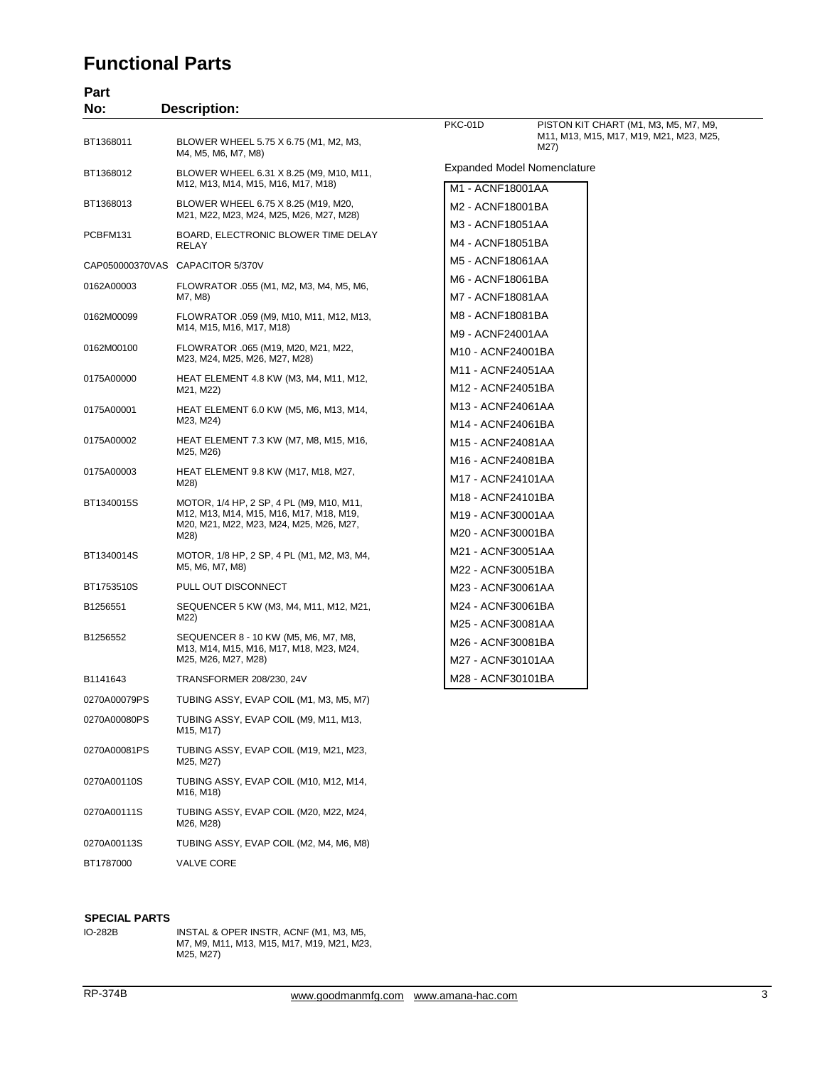# Functional Parts

| Part No: | Description: |
|---|---|
| BT1368011 | BLOWER WHEEL 5.75 X 6.75 (M1, M2, M3, M4, M5, M6, M7, M8) |
| BT1368012 | BLOWER WHEEL 6.31 X 8.25 (M9, M10, M11, M12, M13, M14, M15, M16, M17, M18) |
| BT1368013 | BLOWER WHEEL 6.75 X 8.25 (M19, M20, M21, M22, M23, M24, M25, M26, M27, M28) |
| PCBFM131 | BOARD, ELECTRONIC BLOWER TIME DELAY RELAY |
| CAP050000370VAS | CAPACITOR 5/370V |
| 0162A00003 | FLOWRATOR .055 (M1, M2, M3, M4, M5, M6, M7, M8) |
| 0162M00099 | FLOWRATOR .059 (M9, M10, M11, M12, M13, M14, M15, M16, M17, M18) |
| 0162M00100 | FLOWRATOR .065 (M19, M20, M21, M22, M23, M24, M25, M26, M27, M28) |
| 0175A00000 | HEAT ELEMENT 4.8 KW (M3, M4, M11, M12, M21, M22) |
| 0175A00001 | HEAT ELEMENT 6.0 KW (M5, M6, M13, M14, M23, M24) |
| 0175A00002 | HEAT ELEMENT 7.3 KW (M7, M8, M15, M16, M25, M26) |
| 0175A00003 | HEAT ELEMENT 9.8 KW (M17, M18, M27, M28) |
| BT1340015S | MOTOR, 1/4 HP, 2 SP, 4 PL (M9, M10, M11, M12, M13, M14, M15, M16, M17, M18, M19, M20, M21, M22, M23, M24, M25, M26, M27, M28) |
| BT1340014S | MOTOR, 1/8 HP, 2 SP, 4 PL (M1, M2, M3, M4, M5, M6, M7, M8) |
| BT1753510S | PULL OUT DISCONNECT |
| B1256551 | SEQUENCER 5 KW (M3, M4, M11, M12, M21, M22) |
| B1256552 | SEQUENCER 8 - 10 KW (M5, M6, M7, M8, M13, M14, M15, M16, M17, M18, M23, M24, M25, M26, M27, M28) |
| B1141643 | TRANSFORMER 208/230, 24V |
| 0270A00079PS | TUBING ASSY, EVAP COIL (M1, M3, M5, M7) |
| 0270A00080PS | TUBING ASSY, EVAP COIL (M9, M11, M13, M15, M17) |
| 0270A00081PS | TUBING ASSY, EVAP COIL (M19, M21, M23, M25, M27) |
| 0270A00110S | TUBING ASSY, EVAP COIL (M10, M12, M14, M16, M18) |
| 0270A00111S | TUBING ASSY, EVAP COIL (M20, M22, M24, M26, M28) |
| 0270A00113S | TUBING ASSY, EVAP COIL (M2, M4, M6, M8) |
| BT1787000 | VALVE CORE |
| PKC-01D | PISTON KIT CHART (M1, M3, M5, M7, M9, M11, M13, M15, M17, M19, M21, M23, M25, M27) |

**SPECIAL PARTS**

| | |
|---|---|
| IO-282B | INSTAL & OPER INSTR, ACNF (M1, M3, M5, M7, M9, M11, M13, M15, M17, M19, M21, M23, M25, M27) |

Expanded Model Nomenclature

- M1 - ACNF18001AA
- M2 - ACNF18001BA
- M3 - ACNF18051AA
- M4 - ACNF18051BA
- M5 - ACNF18061AA
- M6 - ACNF18061BA
- M7 - ACNF18081AA
- M8 - ACNF18081BA
- M9 - ACNF24001AA
- M10 - ACNF24001BA
- M11 - ACNF24051AA
- M12 - ACNF24051BA
- M13 - ACNF24061AA
- M14 - ACNF24061BA
- M15 - ACNF24081AA
- M16 - ACNF24081BA
- M17 - ACNF24101AA
- M18 - ACNF24101BA
- M19 - ACNF30001AA
- M20 - ACNF30001BA
- M21 - ACNF30051AA
- M22 - ACNF30051BA
- M23 - ACNF30061AA
- M24 - ACNF30061BA
- M25 - ACNF30081AA
- M26 - ACNF30081BA
- M27 - ACNF30101AA
- M28 - ACNF30101BA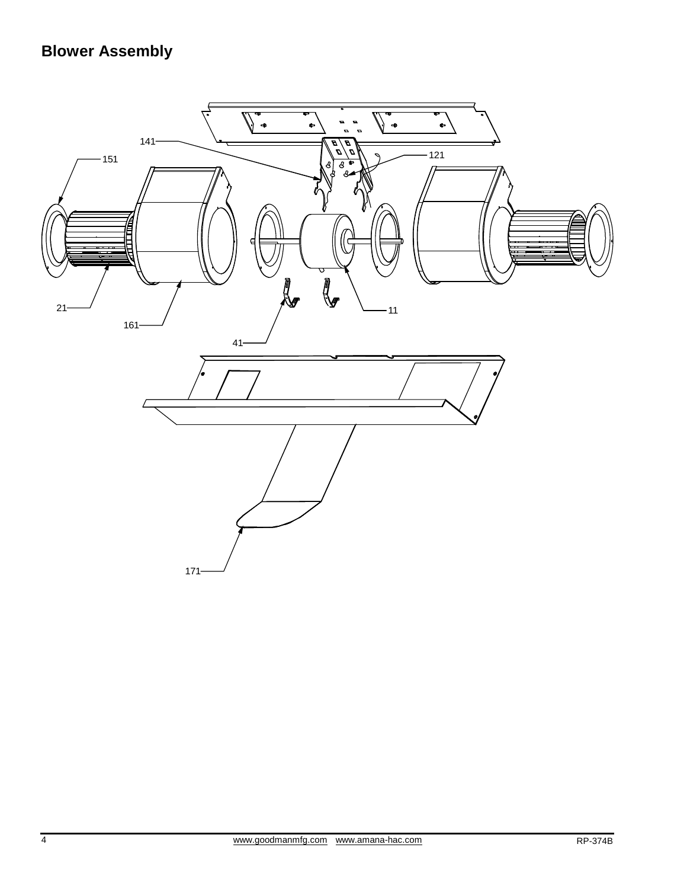## Blower Assembly

141

121

151

21

161

41

11

171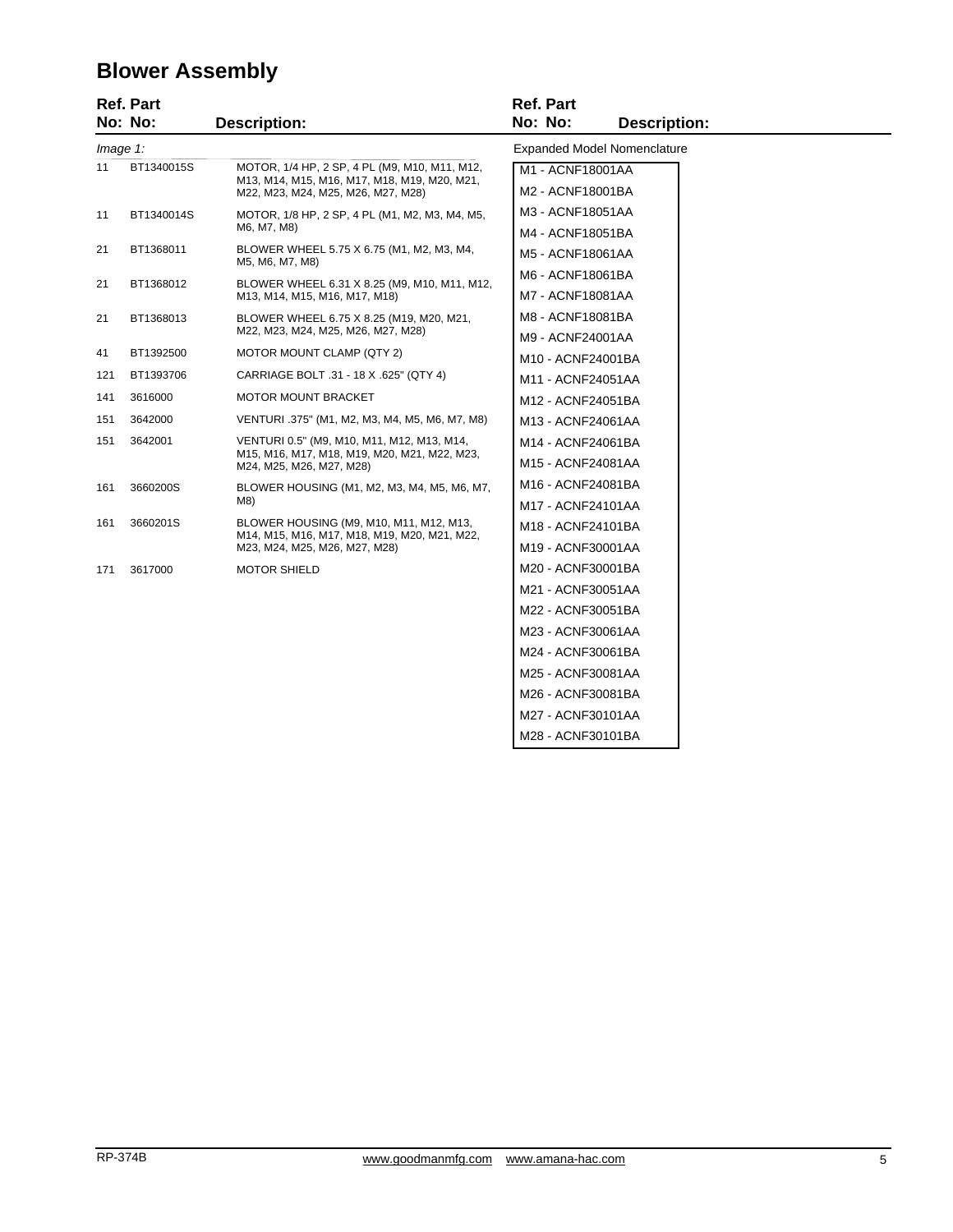# Blower Assembly

| Ref. No: | Part No: | Description: |
|---|---|---|
| *Image 1:* | | |
| 11 | BT1340015S | MOTOR, 1/4 HP, 2 SP, 4 PL (M9, M10, M11, M12, M13, M14, M15, M16, M17, M18, M19, M20, M21, M22, M23, M24, M25, M26, M27, M28) |
| 11 | BT1340014S | MOTOR, 1/8 HP, 2 SP, 4 PL (M1, M2, M3, M4, M5, M6, M7, M8) |
| 21 | BT1368011 | BLOWER WHEEL 5.75 X 6.75 (M1, M2, M3, M4, M5, M6, M7, M8) |
| 21 | BT1368012 | BLOWER WHEEL 6.31 X 8.25 (M9, M10, M11, M12, M13, M14, M15, M16, M17, M18) |
| 21 | BT1368013 | BLOWER WHEEL 6.75 X 8.25 (M19, M20, M21, M22, M23, M24, M25, M26, M27, M28) |
| 41 | BT1392500 | MOTOR MOUNT CLAMP (QTY 2) |
| 121 | BT1393706 | CARRIAGE BOLT .31 - 18 X .625" (QTY 4) |
| 141 | 3616000 | MOTOR MOUNT BRACKET |
| 151 | 3642000 | VENTURI .375" (M1, M2, M3, M4, M5, M6, M7, M8) |
| 151 | 3642001 | VENTURI 0.5" (M9, M10, M11, M12, M13, M14, M15, M16, M17, M18, M19, M20, M21, M22, M23, M24, M25, M26, M27, M28) |
| 161 | 3660200S | BLOWER HOUSING (M1, M2, M3, M4, M5, M6, M7, M8) |
| 161 | 3660201S | BLOWER HOUSING (M9, M10, M11, M12, M13, M14, M15, M16, M17, M18, M19, M20, M21, M22, M23, M24, M25, M26, M27, M28) |
| 171 | 3617000 | MOTOR SHIELD |

Expanded Model Nomenclature

- M1 - ACNF18001AA
- M2 - ACNF18001BA
- M3 - ACNF18051AA
- M4 - ACNF18051BA
- M5 - ACNF18061AA
- M6 - ACNF18061BA
- M7 - ACNF18081AA
- M8 - ACNF18081BA
- M9 - ACNF24001AA
- M10 - ACNF24001BA
- M11 - ACNF24051AA
- M12 - ACNF24051BA
- M13 - ACNF24061AA
- M14 - ACNF24061BA
- M15 - ACNF24081AA
- M16 - ACNF24081BA
- M17 - ACNF24101AA
- M18 - ACNF24101BA
- M19 - ACNF30001AA
- M20 - ACNF30001BA
- M21 - ACNF30051AA
- M22 - ACNF30051BA
- M23 - ACNF30061AA
- M24 - ACNF30061BA
- M25 - ACNF30081AA
- M26 - ACNF30081BA
- M27 - ACNF30101AA
- M28 - ACNF30101BA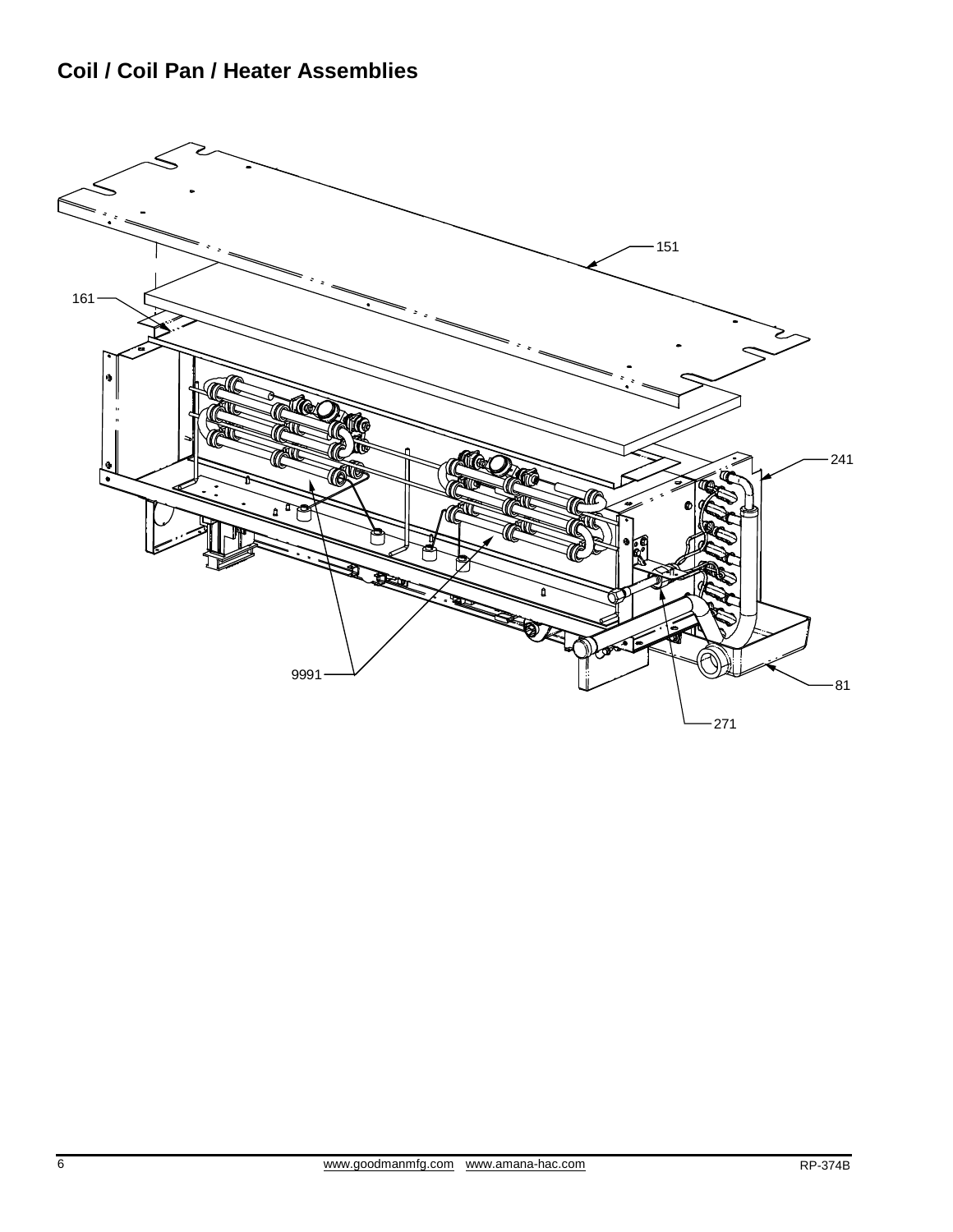## Coil / Coil Pan / Heater Assemblies

151

161

241

9991

81

271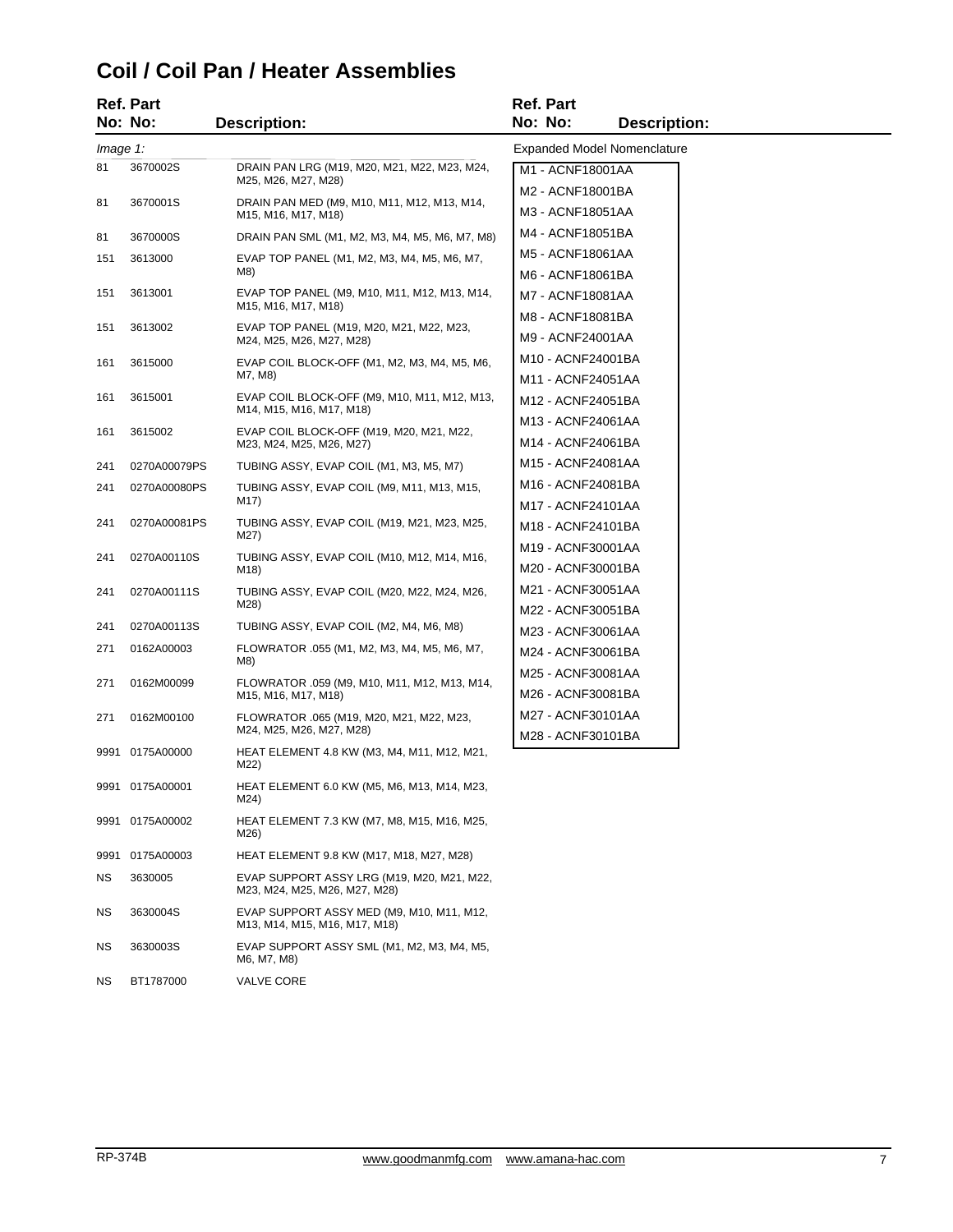# Coil / Coil Pan / Heater Assemblies

| Ref. No: | Part No: | Description: |
|---|---|---|
| *Image 1:* | | |
| 81 | 3670002S | DRAIN PAN LRG (M19, M20, M21, M22, M23, M24, M25, M26, M27, M28) |
| 81 | 3670001S | DRAIN PAN MED (M9, M10, M11, M12, M13, M14, M15, M16, M17, M18) |
| 81 | 3670000S | DRAIN PAN SML (M1, M2, M3, M4, M5, M6, M7, M8) |
| 151 | 3613000 | EVAP TOP PANEL (M1, M2, M3, M4, M5, M6, M7, M8) |
| 151 | 3613001 | EVAP TOP PANEL (M9, M10, M11, M12, M13, M14, M15, M16, M17, M18) |
| 151 | 3613002 | EVAP TOP PANEL (M19, M20, M21, M22, M23, M24, M25, M26, M27, M28) |
| 161 | 3615000 | EVAP COIL BLOCK-OFF (M1, M2, M3, M4, M5, M6, M7, M8) |
| 161 | 3615001 | EVAP COIL BLOCK-OFF (M9, M10, M11, M12, M13, M14, M15, M16, M17, M18) |
| 161 | 3615002 | EVAP COIL BLOCK-OFF (M19, M20, M21, M22, M23, M24, M25, M26, M27) |
| 241 | 0270A00079PS | TUBING ASSY, EVAP COIL (M1, M3, M5, M7) |
| 241 | 0270A00080PS | TUBING ASSY, EVAP COIL (M9, M11, M13, M15, M17) |
| 241 | 0270A00081PS | TUBING ASSY, EVAP COIL (M19, M21, M23, M25, M27) |
| 241 | 0270A00110S | TUBING ASSY, EVAP COIL (M10, M12, M14, M16, M18) |
| 241 | 0270A00111S | TUBING ASSY, EVAP COIL (M20, M22, M24, M26, M28) |
| 241 | 0270A00113S | TUBING ASSY, EVAP COIL (M2, M4, M6, M8) |
| 271 | 0162A00003 | FLOWRATOR .055 (M1, M2, M3, M4, M5, M6, M7, M8) |
| 271 | 0162M00099 | FLOWRATOR .059 (M9, M10, M11, M12, M13, M14, M15, M16, M17, M18) |
| 271 | 0162M00100 | FLOWRATOR .065 (M19, M20, M21, M22, M23, M24, M25, M26, M27, M28) |
| 9991 | 0175A00000 | HEAT ELEMENT 4.8 KW (M3, M4, M11, M12, M21, M22) |
| 9991 | 0175A00001 | HEAT ELEMENT 6.0 KW (M5, M6, M13, M14, M23, M24) |
| 9991 | 0175A00002 | HEAT ELEMENT 7.3 KW (M7, M8, M15, M16, M25, M26) |
| 9991 | 0175A00003 | HEAT ELEMENT 9.8 KW (M17, M18, M27, M28) |
| NS | 3630005 | EVAP SUPPORT ASSY LRG (M19, M20, M21, M22, M23, M24, M25, M26, M27, M28) |
| NS | 3630004S | EVAP SUPPORT ASSY MED (M9, M10, M11, M12, M13, M14, M15, M16, M17, M18) |
| NS | 3630003S | EVAP SUPPORT ASSY SML (M1, M2, M3, M4, M5, M6, M7, M8) |
| NS | BT1787000 | VALVE CORE |

Expanded Model Nomenclature

- M1 - ACNF18001AA
- M2 - ACNF18001BA
- M3 - ACNF18051AA
- M4 - ACNF18051BA
- M5 - ACNF18061AA
- M6 - ACNF18061BA
- M7 - ACNF18081AA
- M8 - ACNF18081BA
- M9 - ACNF24001AA
- M10 - ACNF24001BA
- M11 - ACNF24051AA
- M12 - ACNF24051BA
- M13 - ACNF24061AA
- M14 - ACNF24061BA
- M15 - ACNF24081AA
- M16 - ACNF24081BA
- M17 - ACNF24101AA
- M18 - ACNF24101BA
- M19 - ACNF30001AA
- M20 - ACNF30001BA
- M21 - ACNF30051AA
- M22 - ACNF30051BA
- M23 - ACNF30061AA
- M24 - ACNF30061BA
- M25 - ACNF30081AA
- M26 - ACNF30081BA
- M27 - ACNF30101AA
- M28 - ACNF30101BA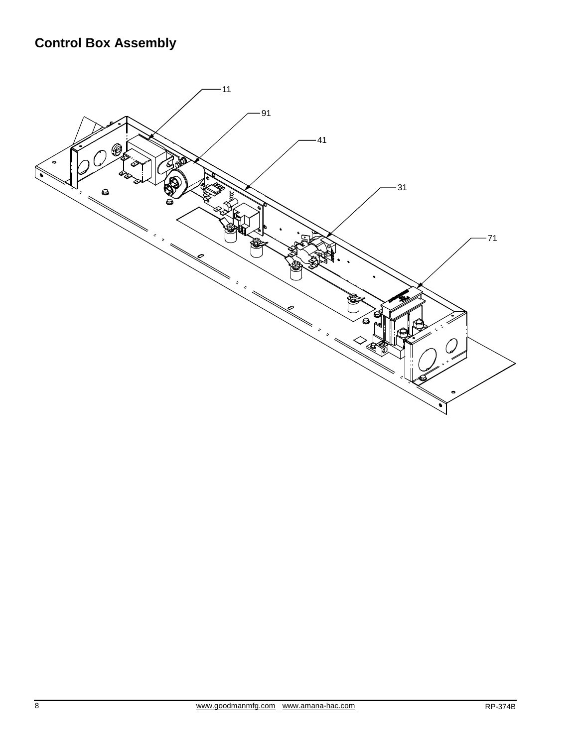## Control Box Assembly

11

91

41

31

71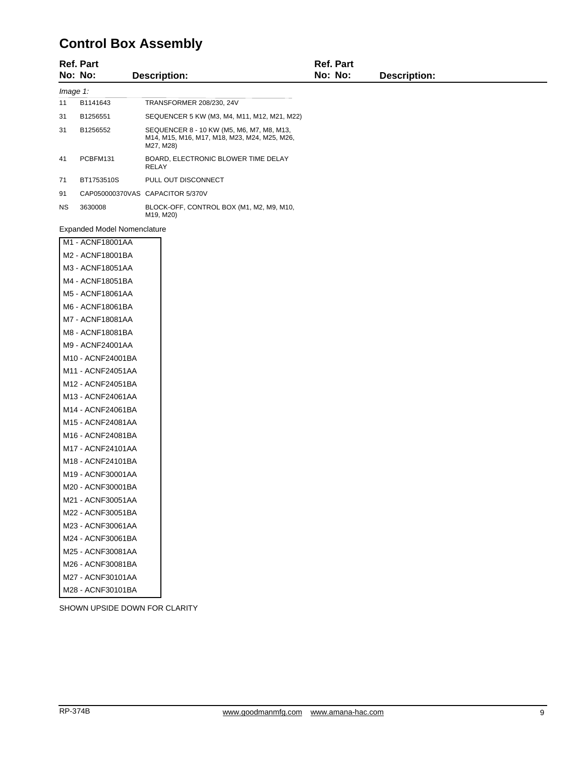# Control Box Assembly

| Ref. No: | Part No: | Description: |
|---|---|---|
| *Image 1:* | | |
| 11 | B1141643 | TRANSFORMER 208/230, 24V |
| 31 | B1256551 | SEQUENCER 5 KW (M3, M4, M11, M12, M21, M22) |
| 31 | B1256552 | SEQUENCER 8 - 10 KW (M5, M6, M7, M8, M13, M14, M15, M16, M17, M18, M23, M24, M25, M26, M27, M28) |
| 41 | PCBFM131 | BOARD, ELECTRONIC BLOWER TIME DELAY RELAY |
| 71 | BT1753510S | PULL OUT DISCONNECT |
| 91 | CAP050000370VAS | CAPACITOR 5/370V |
| NS | 3630008 | BLOCK-OFF, CONTROL BOX (M1, M2, M9, M10, M19, M20) |

Expanded Model Nomenclature

| |
|---|
| M1 - ACNF18001AA |
| M2 - ACNF18001BA |
| M3 - ACNF18051AA |
| M4 - ACNF18051BA |
| M5 - ACNF18061AA |
| M6 - ACNF18061BA |
| M7 - ACNF18081AA |
| M8 - ACNF18081BA |
| M9 - ACNF24001AA |
| M10 - ACNF24001BA |
| M11 - ACNF24051AA |
| M12 - ACNF24051BA |
| M13 - ACNF24061AA |
| M14 - ACNF24061BA |
| M15 - ACNF24081AA |
| M16 - ACNF24081BA |
| M17 - ACNF24101AA |
| M18 - ACNF24101BA |
| M19 - ACNF30001AA |
| M20 - ACNF30001BA |
| M21 - ACNF30051AA |
| M22 - ACNF30051BA |
| M23 - ACNF30061AA |
| M24 - ACNF30061BA |
| M25 - ACNF30081AA |
| M26 - ACNF30081BA |
| M27 - ACNF30101AA |
| M28 - ACNF30101BA |

SHOWN UPSIDE DOWN FOR CLARITY

RP-374B www.goodmanmfg.com www.amana-hac.com